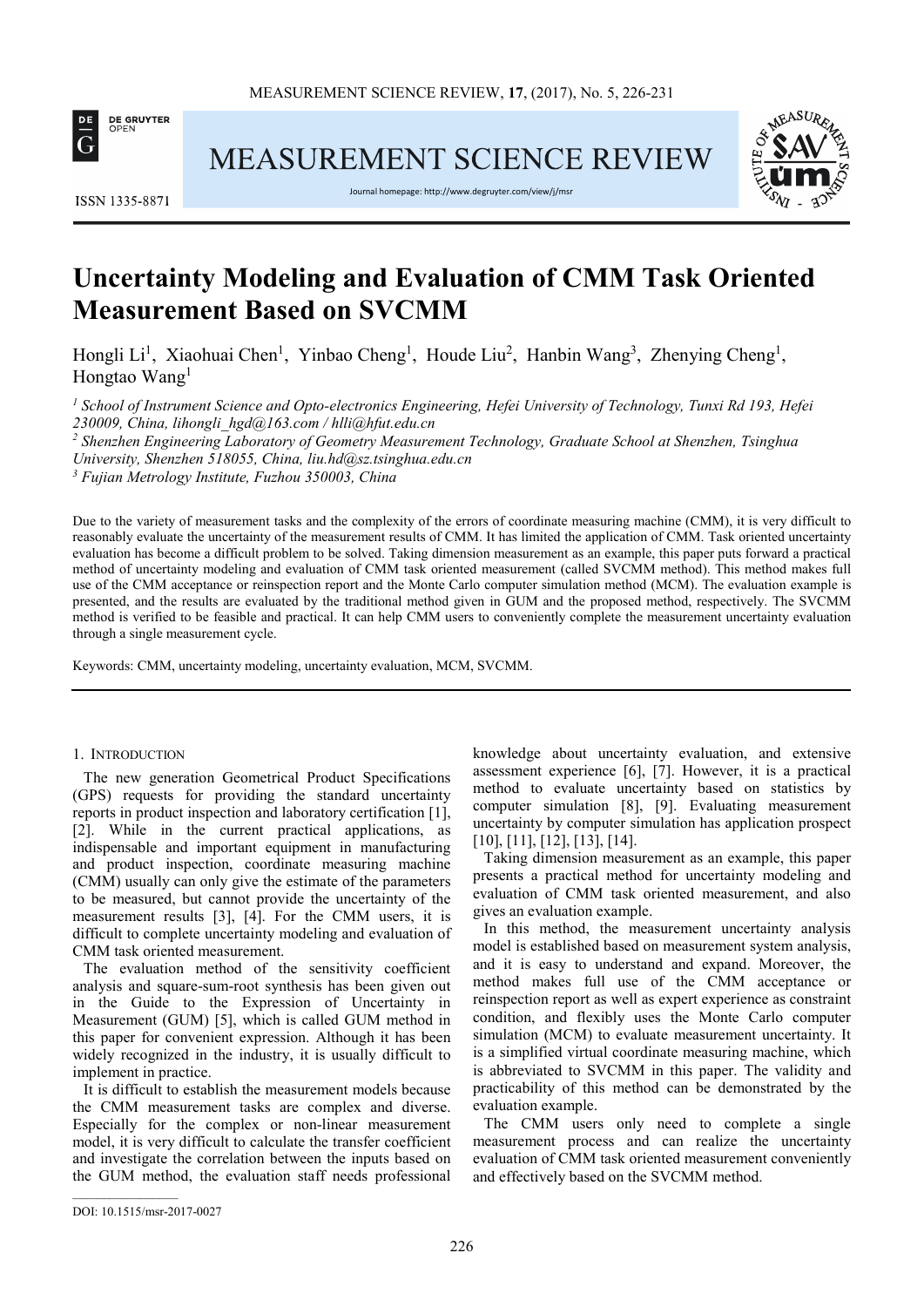# Uncertainty Modeling and Evaluation of CMM Task Oriented Measurement Based on SVCMM

Hongli Li[1], Xiaohuai Chen[1], Yinbao Cheng[1], Houde Liu[2], Hanbin Wang[3], Zhenying Cheng[1], Hongtao Wang[1]

[1] *School of Instrument Science and Opto-electronics Engineering, Hefei University of Technology, Tunxi Rd 193, Hefei 230009, China, lihongli_hgd@163.com / hlli@hfut.edu.cn*

[2] *Shenzhen Engineering Laboratory of Geometry Measurement Technology, Graduate School at Shenzhen, Tsinghua University, Shenzhen 518055, China, liu.hd@sz.tsinghua.edu.cn*

[3] *Fujian Metrology Institute, Fuzhou 350003, China*

Due to the variety of measurement tasks and the complexity of the errors of coordinate measuring machine (CMM), it is very difficult to reasonably evaluate the uncertainty of the measurement results of CMM. It has limited the application of CMM. Task oriented uncertainty evaluation has become a difficult problem to be solved. Taking dimension measurement as an example, this paper puts forward a practical method of uncertainty modeling and evaluation of CMM task oriented measurement (called SVCMM method). This method makes full use of the CMM acceptance or reinspection report and the Monte Carlo computer simulation method (MCM). The evaluation example is presented, and the results are evaluated by the traditional method given in GUM and the proposed method, respectively. The SVCMM method is verified to be feasible and practical. It can help CMM users to conveniently complete the measurement uncertainty evaluation through a single measurement cycle.

Keywords: CMM, uncertainty modeling, uncertainty evaluation, MCM, SVCMM.

## 1. Introduction

The new generation Geometrical Product Specifications (GPS) requests for providing the standard uncertainty reports in product inspection and laboratory certification [1], [2]. While in the current practical applications, as indispensable and important equipment in manufacturing and product inspection, coordinate measuring machine (CMM) usually can only give the estimate of the parameters to be measured, but cannot provide the uncertainty of the measurement results [3], [4]. For the CMM users, it is difficult to complete uncertainty modeling and evaluation of CMM task oriented measurement.

The evaluation method of the sensitivity coefficient analysis and square-sum-root synthesis has been given out in the Guide to the Expression of Uncertainty in Measurement (GUM) [5], which is called GUM method in this paper for convenient expression. Although it has been widely recognized in the industry, it is usually difficult to implement in practice.

It is difficult to establish the measurement models because the CMM measurement tasks are complex and diverse. Especially for the complex or non-linear measurement model, it is very difficult to calculate the transfer coefficient and investigate the correlation between the inputs based on the GUM method, the evaluation staff needs professional knowledge about uncertainty evaluation, and extensive assessment experience [6], [7]. However, it is a practical method to evaluate uncertainty based on statistics by computer simulation [8], [9]. Evaluating measurement uncertainty by computer simulation has application prospect [10], [11], [12], [13], [14].

Taking dimension measurement as an example, this paper presents a practical method for uncertainty modeling and evaluation of CMM task oriented measurement, and also gives an evaluation example.

In this method, the measurement uncertainty analysis model is established based on measurement system analysis, and it is easy to understand and expand. Moreover, the method makes full use of the CMM acceptance or reinspection report as well as expert experience as constraint condition, and flexibly uses the Monte Carlo computer simulation (MCM) to evaluate measurement uncertainty. It is a simplified virtual coordinate measuring machine, which is abbreviated to SVCMM in this paper. The validity and practicability of this method can be demonstrated by the evaluation example.

The CMM users only need to complete a single measurement process and can realize the uncertainty evaluation of CMM task oriented measurement conveniently and effectively based on the SVCMM method.

DOI: 10.1515/msr-2017-0027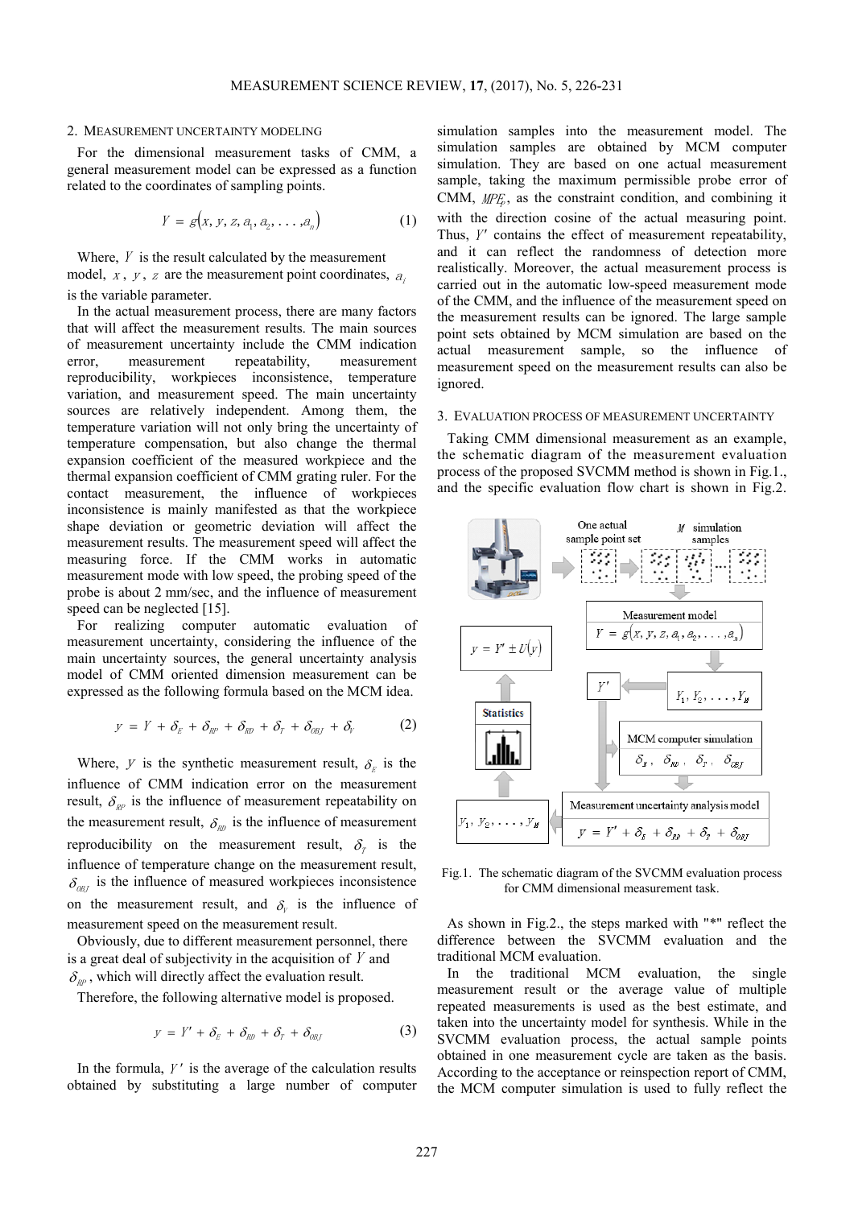## 2. Measurement uncertainty modeling

For the dimensional measurement tasks of CMM, a general measurement model can be expressed as a function related to the coordinates of sampling points.

$$Y = g(x, y, z, a_1, a_2, \ldots, a_n) \tag{1}$$

Where, $Y$ is the result calculated by the measurement model, $x$, $y$, $z$ are the measurement point coordinates, $a_i$ is the variable parameter.

In the actual measurement process, there are many factors that will affect the measurement results. The main sources of measurement uncertainty include the CMM indication error, measurement repeatability, measurement reproducibility, workpieces inconsistence, temperature variation, and measurement speed. The main uncertainty sources are relatively independent. Among them, the temperature variation will not only bring the uncertainty of temperature compensation, but also change the thermal expansion coefficient of the measured workpiece and the thermal expansion coefficient of CMM grating ruler. For the contact measurement, the influence of workpieces inconsistence is mainly manifested as that the workpiece shape deviation or geometric deviation will affect the measurement results. The measurement speed will affect the measuring force. If the CMM works in automatic measurement mode with low speed, the probing speed of the probe is about 2 mm/sec, and the influence of measurement speed can be neglected [15].

For realizing computer automatic evaluation of measurement uncertainty, considering the influence of the main uncertainty sources, the general uncertainty analysis model of CMM oriented dimension measurement can be expressed as the following formula based on the MCM idea.

$$y = Y + \delta_E + \delta_{RP} + \delta_{RD} + \delta_T + \delta_{OBJ} + \delta_V \tag{2}$$

Where, $y$ is the synthetic measurement result, $\delta_E$ is the influence of CMM indication error on the measurement result, $\delta_{RP}$ is the influence of measurement repeatability on the measurement result, $\delta_{RD}$ is the influence of measurement reproducibility on the measurement result, $\delta_T$ is the influence of temperature change on the measurement result, $\delta_{OBJ}$ is the influence of measured workpieces inconsistence on the measurement result, and $\delta_V$ is the influence of measurement speed on the measurement result.

Obviously, due to different measurement personnel, there is a great deal of subjectivity in the acquisition of $Y$ and $\delta_{RP}$, which will directly affect the evaluation result.

Therefore, the following alternative model is proposed.

$$y = Y' + \delta_E + \delta_{RD} + \delta_T + \delta_{OBJ} \tag{3}$$

In the formula, $Y'$ is the average of the calculation results obtained by substituting a large number of computer simulation samples into the measurement model. The simulation samples are obtained by MCM computer simulation. They are based on one actual measurement sample, taking the maximum permissible probe error of CMM, $MPE_P$, as the constraint condition, and combining it with the direction cosine of the actual measuring point. Thus, $Y'$ contains the effect of measurement repeatability, and it can reflect the randomness of detection more realistically. Moreover, the actual measurement process is carried out in the automatic low-speed measurement mode of the CMM, and the influence of the measurement speed on the measurement results can be ignored. The large sample point sets obtained by MCM simulation are based on the actual measurement sample, so the influence of measurement speed on the measurement results can also be ignored.

## 3. Evaluation process of measurement uncertainty

Taking CMM dimensional measurement as an example, the schematic diagram of the measurement evaluation process of the proposed SVCMM method is shown in Fig.1., and the specific evaluation flow chart is shown in Fig.2.

Fig.1. The schematic diagram of the SVCMM evaluation process for CMM dimensional measurement task.

As shown in Fig.2., the steps marked with "*" reflect the difference between the SVCMM evaluation and the traditional MCM evaluation.

In the traditional MCM evaluation, the single measurement result or the average value of multiple repeated measurements is used as the best estimate, and taken into the uncertainty model for synthesis. While in the SVCMM evaluation process, the actual sample points obtained in one measurement cycle are taken as the basis. According to the acceptance or reinspection report of CMM, the MCM computer simulation is used to fully reflect the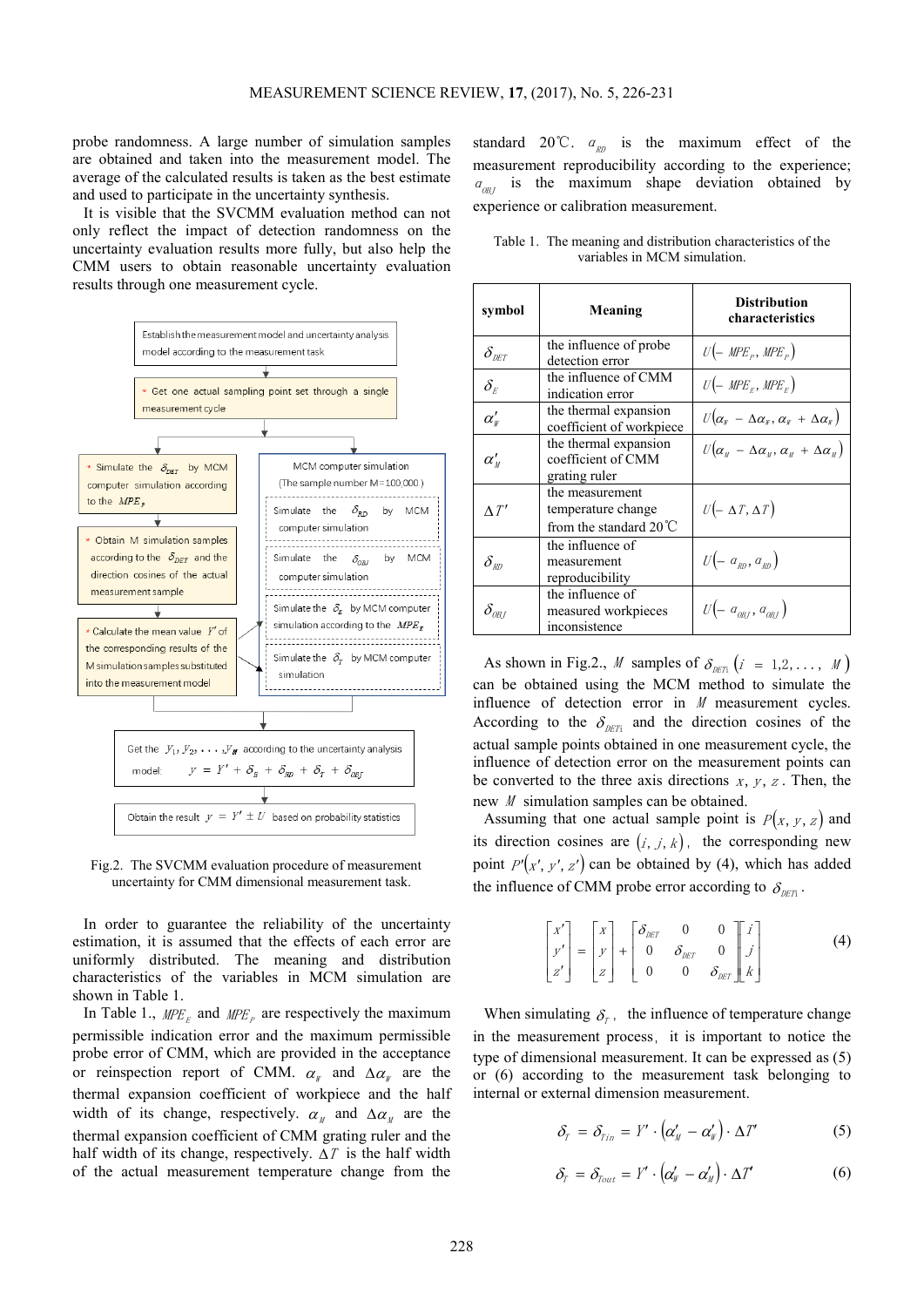probe randomness. A large number of simulation samples are obtained and taken into the measurement model. The average of the calculated results is taken as the best estimate and used to participate in the uncertainty synthesis.

It is visible that the SVCMM evaluation method can not only reflect the impact of detection randomness on the uncertainty evaluation results more fully, but also help the CMM users to obtain reasonable uncertainty evaluation results through one measurement cycle.

Establish the measurement model and uncertainty analysis model according to the measurement task

* Get one actual sampling point set through a single measurement cycle

* Simulate the $\delta_{DET}$ by MCM computer simulation according to the $MPE_P$

* Obtain M simulation samples according to the $\delta_{DET}$ and the direction cosines of the actual measurement sample

* Calculate the mean value $Y'$ of the corresponding results of the M simulation samples substituted into the measurement model

MCM computer simulation (The sample number M=100,000)

Simulate the $\delta_{RD}$ by MCM computer simulation

Simulate the $\delta_{OBJ}$ by MCM computer simulation

Simulate the $\delta_E$ by MCM computer simulation according to the $MPE_E$

Simulate the $\delta_T$ by MCM computer simulation

Get the $y_1, y_2, ..., y_M$ according to the uncertainty analysis model: $y = Y' + \delta_E + \delta_{RD} + \delta_T + \delta_{OBJ}$

Obtain the result $y = Y' \pm U$ based on probability statistics

Fig.2. The SVCMM evaluation procedure of measurement uncertainty for CMM dimensional measurement task.

In order to guarantee the reliability of the uncertainty estimation, it is assumed that the effects of each error are uniformly distributed. The meaning and distribution characteristics of the variables in MCM simulation are shown in Table 1.

In Table 1., $MPE_E$ and $MPE_P$ are respectively the maximum permissible indication error and the maximum permissible probe error of CMM, which are provided in the acceptance or reinspection report of CMM. $\alpha_W$ and $\Delta\alpha_W$ are the thermal expansion coefficient of workpiece and the half width of its change, respectively. $\alpha_M$ and $\Delta\alpha_M$ are the thermal expansion coefficient of CMM grating ruler and the half width of its change, respectively. $\Delta T$ is the half width of the actual measurement temperature change from the standard 20℃. $a_{RD}$ is the maximum effect of the measurement reproducibility according to the experience; $a_{OBJ}$ is the maximum shape deviation obtained by experience or calibration measurement.

Table 1. The meaning and distribution characteristics of the variables in MCM simulation.

| symbol | Meaning | Distribution characteristics |
|---|---|---|
| $\delta_{DET}$ | the influence of probe detection error | $U(-MPE_P, MPE_P)$ |
| $\delta_E$ | the influence of CMM indication error | $U(-MPE_E, MPE_E)$ |
| $\alpha'_W$ | the thermal expansion coefficient of workpiece | $U(\alpha_W - \Delta\alpha_W, \alpha_W + \Delta\alpha_W)$ |
| $\alpha'_M$ | the thermal expansion coefficient of CMM grating ruler | $U(\alpha_M - \Delta\alpha_M, \alpha_M + \Delta\alpha_M)$ |
| $\Delta T'$ | the measurement temperature change from the standard 20℃ | $U(-\Delta T, \Delta T)$ |
| $\delta_{RD}$ | the influence of measurement reproducibility | $U(-a_{RD}, a_{RD})$ |
| $\delta_{OBJ}$ | the influence of measured workpieces inconsistence | $U(-a_{OBJ}, a_{OBJ})$ |

As shown in Fig.2., $M$ samples of $\delta_{DETi}$ $(i = 1,2,..., M)$ can be obtained using the MCM method to simulate the influence of detection error in $M$ measurement cycles. According to the $\delta_{DETi}$ and the direction cosines of the actual sample points obtained in one measurement cycle, the influence of detection error on the measurement points can be converted to the three axis directions $x$, $y$, $z$. Then, the new $M$ simulation samples can be obtained.

Assuming that one actual sample point is $P(x, y, z)$ and its direction cosines are $(i, j, k)$, the corresponding new point $P'(x', y', z')$ can be obtained by (4), which has added the influence of CMM probe error according to $\delta_{DETi}$.

$$\begin{bmatrix} x' \\ y' \\ z' \end{bmatrix} = \begin{bmatrix} x \\ y \\ z \end{bmatrix} + \begin{bmatrix} \delta_{DET} & 0 & 0 \\ 0 & \delta_{DET} & 0 \\ 0 & 0 & \delta_{DET} \end{bmatrix} \begin{bmatrix} i \\ j \\ k \end{bmatrix} \tag{4}$$

When simulating $\delta_T$, the influence of temperature change in the measurement process, it is important to notice the type of dimensional measurement. It can be expressed as (5) or (6) according to the measurement task belonging to internal or external dimension measurement.

$$\delta_T = \delta_{Tin} = Y' \cdot (\alpha'_M - \alpha'_W) \cdot \Delta T' \tag{5}$$

$$\delta_T = \delta_{Tout} = Y' \cdot (\alpha'_W - \alpha'_M) \cdot \Delta T' \tag{6}$$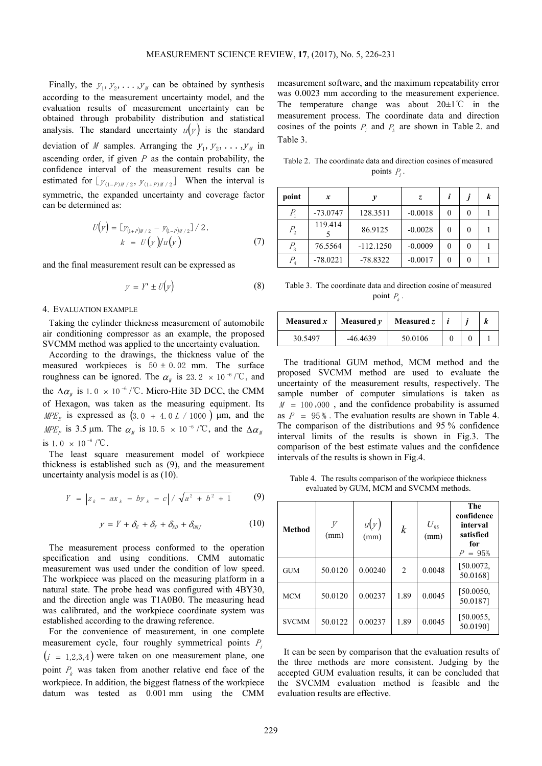Finally, the $y_1, y_2, ..., y_M$ can be obtained by synthesis according to the measurement uncertainty model, and the evaluation results of measurement uncertainty can be obtained through probability distribution and statistical analysis. The standard uncertainty $u(y)$ is the standard deviation of $M$ samples. Arranging the $y_1, y_2, ..., y_M$ in ascending order, if given $P$ as the contain probability, the confidence interval of the measurement results can be estimated for $[y_{(1-P)M/2}, y_{(1+P)M/2}]$ When the interval is symmetric, the expanded uncertainty and coverage factor can be determined as:

$$U(y) = [y_{(1+P)M/2} - y_{(1-P)M/2}]/2, \quad k = U(y)/u(y) \tag{7}$$

and the final measurement result can be expressed as

$$y = Y' \pm U(y) \tag{8}$$

## 4. Evaluation example

Taking the cylinder thickness measurement of automobile air conditioning compressor as an example, the proposed SVCMM method was applied to the uncertainty evaluation.

According to the drawings, the thickness value of the measured workpieces is $50 \pm 0.02$ mm. The surface roughness can be ignored. The $\alpha_W$ is $23.2 \times 10^{-6}$/℃, and the $\Delta\alpha_W$ is $1.0 \times 10^{-6}$/℃. Micro-Hite 3D DCC, the CMM of Hexagon, was taken as the measuring equipment. Its $MPE_E$ is expressed as $(3.0 + 4.0L/1000)$ μm, and the $MPE_P$ is 3.5 μm. The $\alpha_M$ is $10.5 \times 10^{-6}$/℃, and the $\Delta\alpha_M$ is $1.0 \times 10^{-6}$/℃.

The least square measurement model of workpiece thickness is established such as (9), and the measurement uncertainty analysis model is as (10).

$$Y = |z_k - ax_k - by_k - c| / \sqrt{a^2 + b^2 + 1} \tag{9}$$

$$y = Y + \delta_E + \delta_T + \delta_{RD} + \delta_{OBJ} \tag{10}$$

The measurement process conformed to the operation specification and using conditions. CMM automatic measurement was used under the condition of low speed. The workpiece was placed on the measuring platform in a natural state. The probe head was configured with 4BY30, and the direction angle was T1A0B0. The measuring head was calibrated, and the workpiece coordinate system was established according to the drawing reference.

For the convenience of measurement, in one complete measurement cycle, four roughly symmetrical points $P_i$ $(i = 1,2,3,4)$ were taken on one measurement plane, one point $P_k$ was taken from another relative end face of the workpiece. In addition, the biggest flatness of the workpiece datum was tested as 0.001 mm using the CMM measurement software, and the maximum repeatability error was 0.0023 mm according to the measurement experience. The temperature change was about 20±1℃ in the measurement process. The coordinate data and direction cosines of the points $P_i$ and $P_k$ are shown in Table 2. and Table 3.

Table 2. The coordinate data and direction cosines of measured points $P_i$.

| point | *x* | *y* | *z* | *i* | *j* | *k* |
|---|---|---|---|---|---|---|
| $P_1$ | -73.0747 | 128.3511 | -0.0018 | 0 | 0 | 1 |
| $P_2$ | 119.4145 | 86.9125 | -0.0028 | 0 | 0 | 1 |
| $P_3$ | 76.5564 | -112.1250 | -0.0009 | 0 | 0 | 1 |
| $P_4$ | -78.0221 | -78.8322 | -0.0017 | 0 | 0 | 1 |

Table 3. The coordinate data and direction cosine of measured point $P_k$.

| **Measured *x*** | **Measured *y*** | **Measured *z*** | ***i*** | ***j*** | ***k*** |
|---|---|---|---|---|---|
| 30.5497 | -46.4639 | 50.0106 | 0 | 0 | 1 |

The traditional GUM method, MCM method and the proposed SVCMM method are used to evaluate the uncertainty of the measurement results, respectively. The sample number of computer simulations is taken as $M = 100,000$, and the confidence probability is assumed as $P = 95\%$. The evaluation results are shown in Table 4. The comparison of the distributions and 95 % confidence interval limits of the results is shown in Fig.3. The comparison of the best estimate values and the confidence intervals of the results is shown in Fig.4.

Table 4. The results comparison of the workpiece thickness evaluated by GUM, MCM and SVCMM methods.

| **Method** | $y$ (mm) | $u(y)$ (mm) | $k$ | $U_{95}$ (mm) | **The confidence interval satisfied for** $P = 95\%$ |
|---|---|---|---|---|---|
| GUM | 50.0120 | 0.00240 | 2 | 0.0048 | [50.0072, 50.0168] |
| MCM | 50.0120 | 0.00237 | 1.89 | 0.0045 | [50.0050, 50.0187] |
| SVCMM | 50.0122 | 0.00237 | 1.89 | 0.0045 | [50.0055, 50.0190] |

It can be seen by comparison that the evaluation results of the three methods are more consistent. Judging by the accepted GUM evaluation results, it can be concluded that the SVCMM evaluation method is feasible and the evaluation results are effective.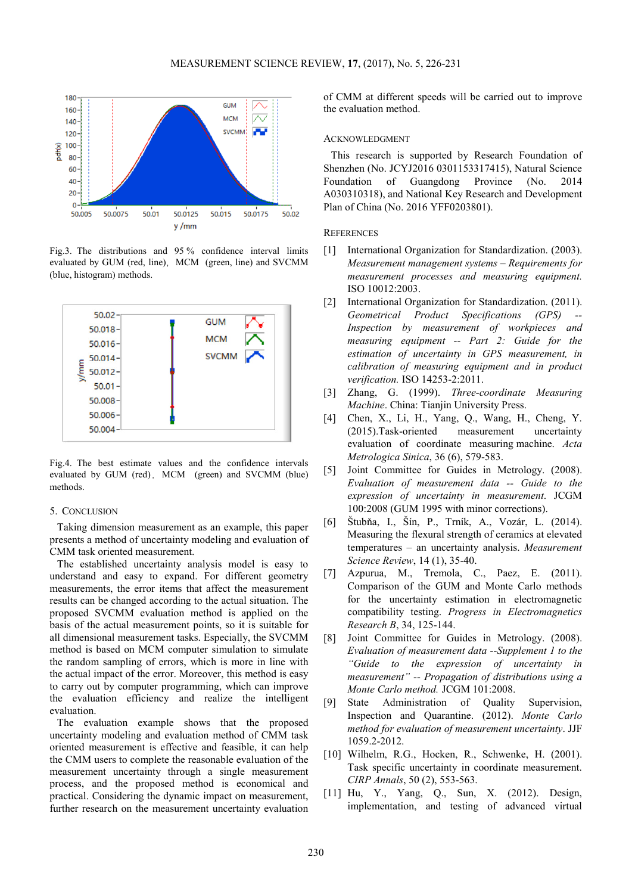Fig.3. The distributions and 95 % confidence interval limits evaluated by GUM (red, line), MCM (green, line) and SVCMM (blue, histogram) methods.

Fig.4. The best estimate values and the confidence intervals evaluated by GUM (red), MCM (green) and SVCMM (blue) methods.

## 5. Conclusion

Taking dimension measurement as an example, this paper presents a method of uncertainty modeling and evaluation of CMM task oriented measurement.

The established uncertainty analysis model is easy to understand and easy to expand. For different geometry measurements, the error items that affect the measurement results can be changed according to the actual situation. The proposed SVCMM evaluation method is applied on the basis of the actual measurement points, so it is suitable for all dimensional measurement tasks. Especially, the SVCMM method is based on MCM computer simulation to simulate the random sampling of errors, which is more in line with the actual impact of the error. Moreover, this method is easy to carry out by computer programming, which can improve the evaluation efficiency and realize the intelligent evaluation.

The evaluation example shows that the proposed uncertainty modeling and evaluation method of CMM task oriented measurement is effective and feasible, it can help the CMM users to complete the reasonable evaluation of the measurement uncertainty through a single measurement process, and the proposed method is economical and practical. Considering the dynamic impact on measurement, further research on the measurement uncertainty evaluation of CMM at different speeds will be carried out to improve the evaluation method.

## Acknowledgment

This research is supported by Research Foundation of Shenzhen (No. JCYJ2016 0301153317415), Natural Science Foundation of Guangdong Province (No. 2014 A030310318), and National Key Research and Development Plan of China (No. 2016 YFF0203801).

## References

[1] International Organization for Standardization. (2003). *Measurement management systems – Requirements for measurement processes and measuring equipment.* ISO 10012:2003.

[2] International Organization for Standardization. (2011). *Geometrical Product Specifications (GPS) -- Inspection by measurement of workpieces and measuring equipment -- Part 2: Guide for the estimation of uncertainty in GPS measurement, in calibration of measuring equipment and in product verification.* ISO 14253-2:2011.

[3] Zhang, G. (1999). *Three-coordinate Measuring Machine*. China: Tianjin University Press.

[4] Chen, X., Li, H., Yang, Q., Wang, H., Cheng, Y. (2015).Task-oriented measurement uncertainty evaluation of coordinate measuring machine. *Acta Metrologica Sinica*, 36 (6), 579-583.

[5] Joint Committee for Guides in Metrology. (2008). *Evaluation of measurement data -- Guide to the expression of uncertainty in measurement*. JCGM 100:2008 (GUM 1995 with minor corrections).

[6] Štubňa, I., Šín, P., Trník, A., Vozár, L. (2014). Measuring the flexural strength of ceramics at elevated temperatures – an uncertainty analysis. *Measurement Science Review*, 14 (1), 35-40.

[7] Azpurua, M., Tremola, C., Paez, E. (2011). Comparison of the GUM and Monte Carlo methods for the uncertainty estimation in electromagnetic compatibility testing. *Progress in Electromagnetics Research B*, 34, 125-144.

[8] Joint Committee for Guides in Metrology. (2008). *Evaluation of measurement data --Supplement 1 to the "Guide to the expression of uncertainty in measurement" -- Propagation of distributions using a Monte Carlo method.* JCGM 101:2008.

[9] State Administration of Quality Supervision, Inspection and Quarantine. (2012). *Monte Carlo method for evaluation of measurement uncertainty*. JJF 1059.2-2012.

[10] Wilhelm, R.G., Hocken, R., Schwenke, H. (2001). Task specific uncertainty in coordinate measurement. *CIRP Annals*, 50 (2), 553-563.

[11] Hu, Y., Yang, Q., Sun, X. (2012). Design, implementation, and testing of advanced virtual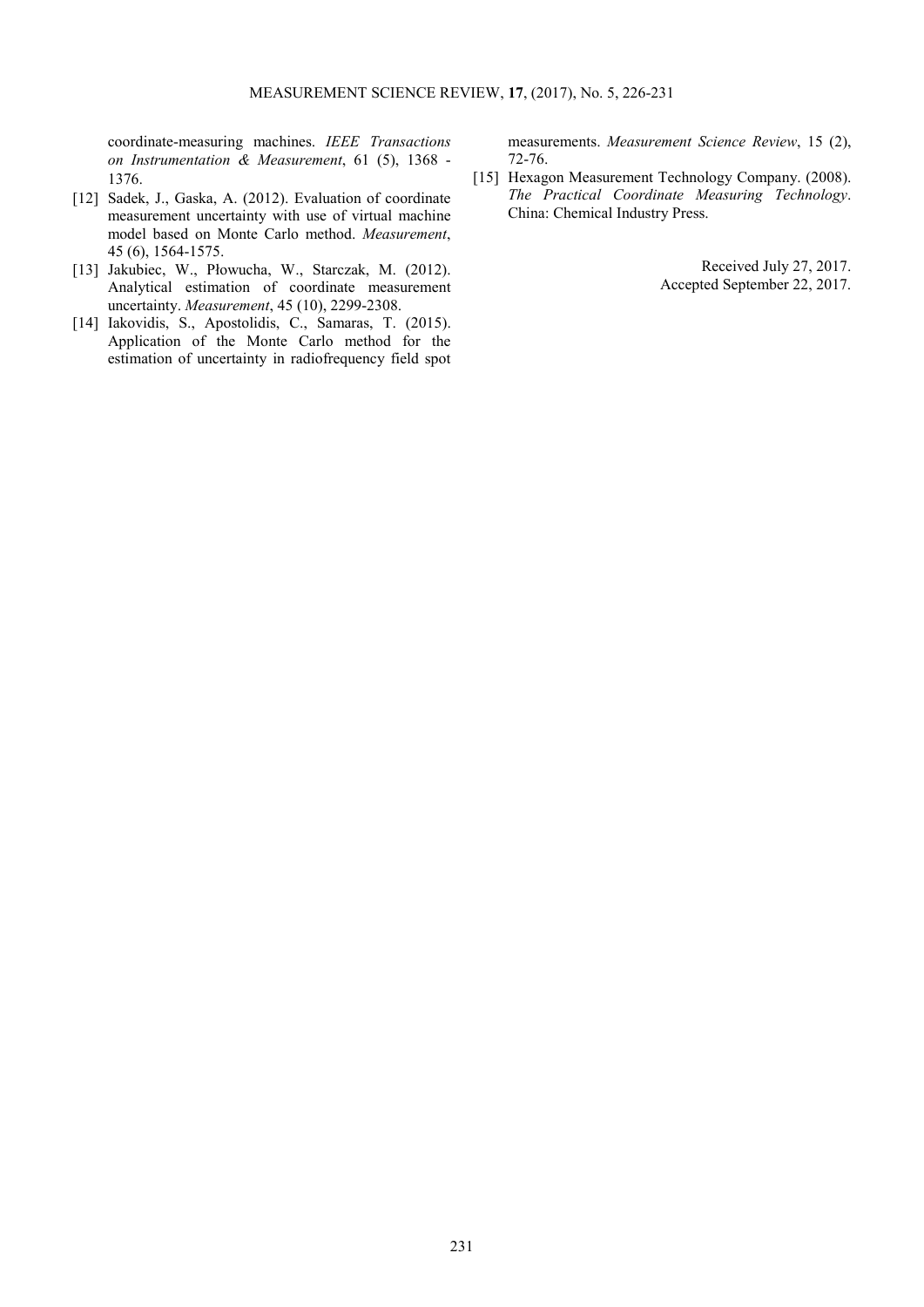coordinate-measuring machines. *IEEE Transactions on Instrumentation & Measurement*, 61 (5), 1368 - 1376.

[12] Sadek, J., Gaska, A. (2012). Evaluation of coordinate measurement uncertainty with use of virtual machine model based on Monte Carlo method. *Measurement*, 45 (6), 1564-1575.

[13] Jakubiec, W., Płowucha, W., Starczak, M. (2012). Analytical estimation of coordinate measurement uncertainty. *Measurement*, 45 (10), 2299-2308.

[14] Iakovidis, S., Apostolidis, C., Samaras, T. (2015). Application of the Monte Carlo method for the estimation of uncertainty in radiofrequency field spot measurements. *Measurement Science Review*, 15 (2), 72-76.

[15] Hexagon Measurement Technology Company. (2008). *The Practical Coordinate Measuring Technology*. China: Chemical Industry Press.

Received July 27, 2017.
Accepted September 22, 2017.